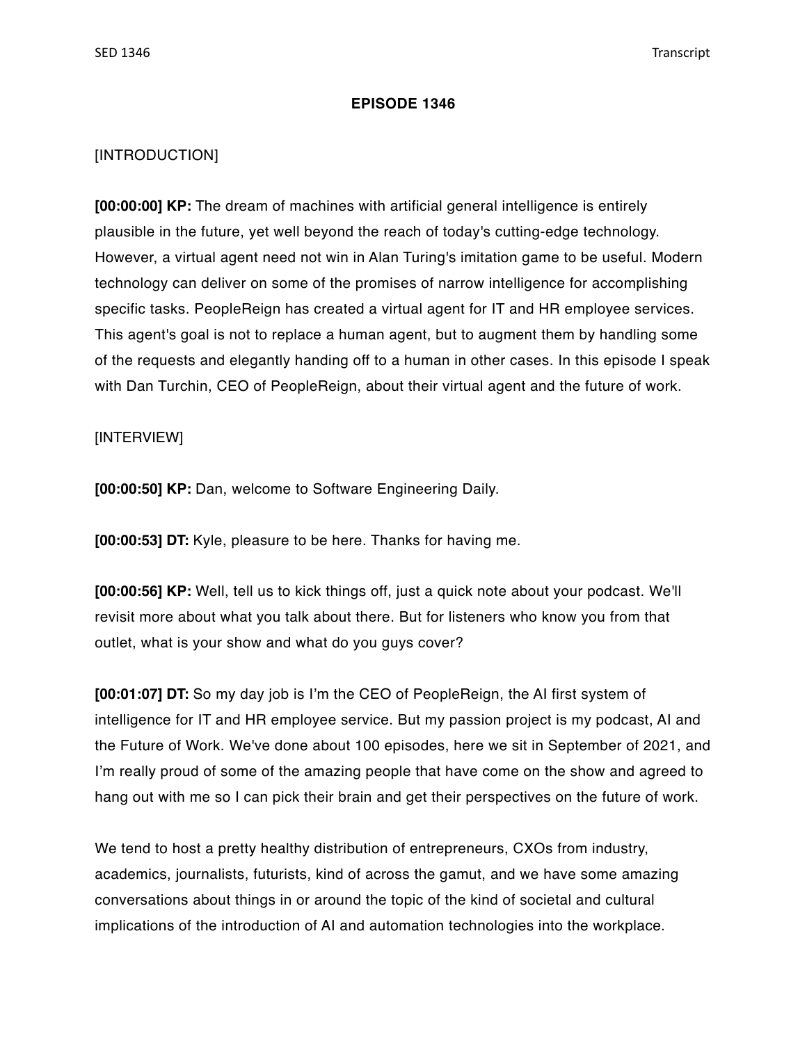**EPISODE 1346**

[INTRODUCTION]

**[00:00:00] KP:** The dream of machines with artificial general intelligence is entirely plausible in the future, yet well beyond the reach of today's cutting-edge technology. However, a virtual agent need not win in Alan Turing's imitation game to be useful. Modern technology can deliver on some of the promises of narrow intelligence for accomplishing specific tasks. PeopleReign has created a virtual agent for IT and HR employee services. This agent's goal is not to replace a human agent, but to augment them by handling some of the requests and elegantly handing off to a human in other cases. In this episode I speak with Dan Turchin, CEO of PeopleReign, about their virtual agent and the future of work.

[INTERVIEW]

**[00:00:50] KP:** Dan, welcome to Software Engineering Daily.

**[00:00:53] DT:** Kyle, pleasure to be here. Thanks for having me.

**[00:00:56] KP:** Well, tell us to kick things off, just a quick note about your podcast. We'll revisit more about what you talk about there. But for listeners who know you from that outlet, what is your show and what do you guys cover?

**[00:01:07] DT:** So my day job is I'm the CEO of PeopleReign, the AI first system of intelligence for IT and HR employee service. But my passion project is my podcast, AI and the Future of Work. We've done about 100 episodes, here we sit in September of 2021, and I'm really proud of some of the amazing people that have come on the show and agreed to hang out with me so I can pick their brain and get their perspectives on the future of work.

We tend to host a pretty healthy distribution of entrepreneurs, CXOs from industry, academics, journalists, futurists, kind of across the gamut, and we have some amazing conversations about things in or around the topic of the kind of societal and cultural implications of the introduction of AI and automation technologies into the workplace.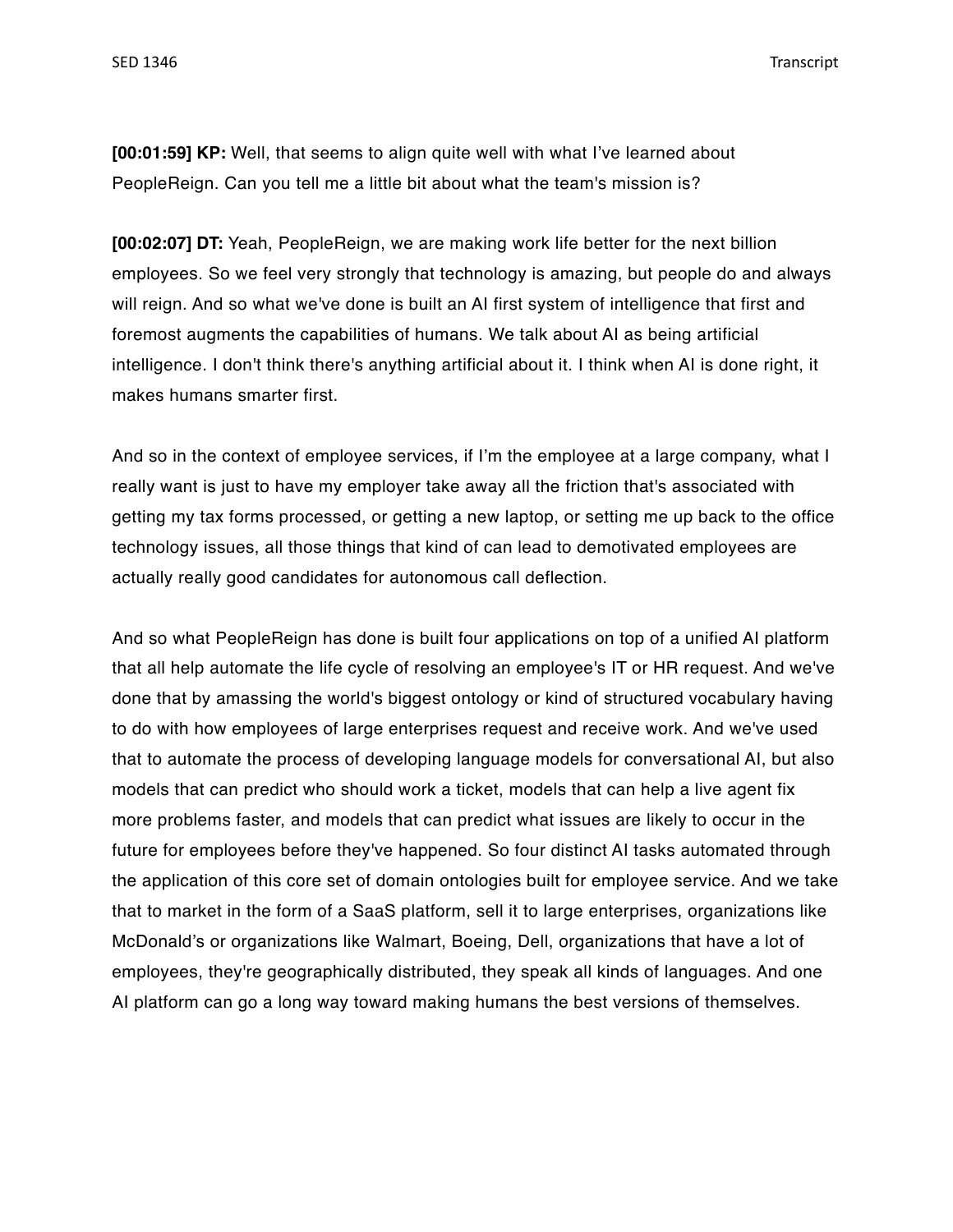**[00:01:59] KP:** Well, that seems to align quite well with what I've learned about PeopleReign. Can you tell me a little bit about what the team's mission is?

**[00:02:07] DT:** Yeah, PeopleReign, we are making work life better for the next billion employees. So we feel very strongly that technology is amazing, but people do and always will reign. And so what we've done is built an AI first system of intelligence that first and foremost augments the capabilities of humans. We talk about AI as being artificial intelligence. I don't think there's anything artificial about it. I think when AI is done right, it makes humans smarter first.

And so in the context of employee services, if I'm the employee at a large company, what I really want is just to have my employer take away all the friction that's associated with getting my tax forms processed, or getting a new laptop, or setting me up back to the office technology issues, all those things that kind of can lead to demotivated employees are actually really good candidates for autonomous call deflection.

And so what PeopleReign has done is built four applications on top of a unified AI platform that all help automate the life cycle of resolving an employee's IT or HR request. And we've done that by amassing the world's biggest ontology or kind of structured vocabulary having to do with how employees of large enterprises request and receive work. And we've used that to automate the process of developing language models for conversational AI, but also models that can predict who should work a ticket, models that can help a live agent fix more problems faster, and models that can predict what issues are likely to occur in the future for employees before they've happened. So four distinct AI tasks automated through the application of this core set of domain ontologies built for employee service. And we take that to market in the form of a SaaS platform, sell it to large enterprises, organizations like McDonald's or organizations like Walmart, Boeing, Dell, organizations that have a lot of employees, they're geographically distributed, they speak all kinds of languages. And one AI platform can go a long way toward making humans the best versions of themselves.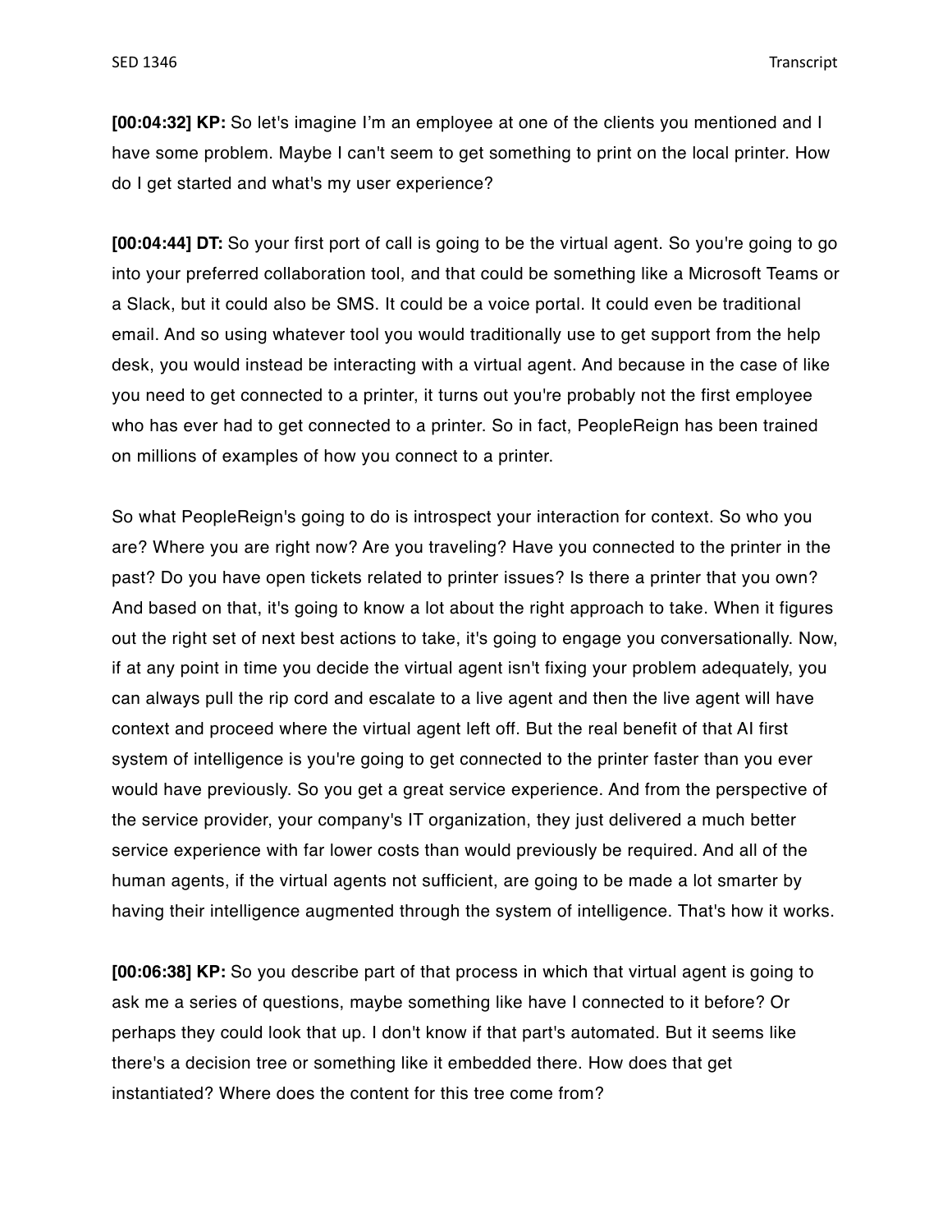**[00:04:32] KP:** So let's imagine I'm an employee at one of the clients you mentioned and I have some problem. Maybe I can't seem to get something to print on the local printer. How do I get started and what's my user experience?

**[00:04:44] DT:** So your first port of call is going to be the virtual agent. So you're going to go into your preferred collaboration tool, and that could be something like a Microsoft Teams or a Slack, but it could also be SMS. It could be a voice portal. It could even be traditional email. And so using whatever tool you would traditionally use to get support from the help desk, you would instead be interacting with a virtual agent. And because in the case of like you need to get connected to a printer, it turns out you're probably not the first employee who has ever had to get connected to a printer. So in fact, PeopleReign has been trained on millions of examples of how you connect to a printer.

So what PeopleReign's going to do is introspect your interaction for context. So who you are? Where you are right now? Are you traveling? Have you connected to the printer in the past? Do you have open tickets related to printer issues? Is there a printer that you own? And based on that, it's going to know a lot about the right approach to take. When it figures out the right set of next best actions to take, it's going to engage you conversationally. Now, if at any point in time you decide the virtual agent isn't fixing your problem adequately, you can always pull the rip cord and escalate to a live agent and then the live agent will have context and proceed where the virtual agent left off. But the real benefit of that AI first system of intelligence is you're going to get connected to the printer faster than you ever would have previously. So you get a great service experience. And from the perspective of the service provider, your company's IT organization, they just delivered a much better service experience with far lower costs than would previously be required. And all of the human agents, if the virtual agents not sufficient, are going to be made a lot smarter by having their intelligence augmented through the system of intelligence. That's how it works.

**[00:06:38] KP:** So you describe part of that process in which that virtual agent is going to ask me a series of questions, maybe something like have I connected to it before? Or perhaps they could look that up. I don't know if that part's automated. But it seems like there's a decision tree or something like it embedded there. How does that get instantiated? Where does the content for this tree come from?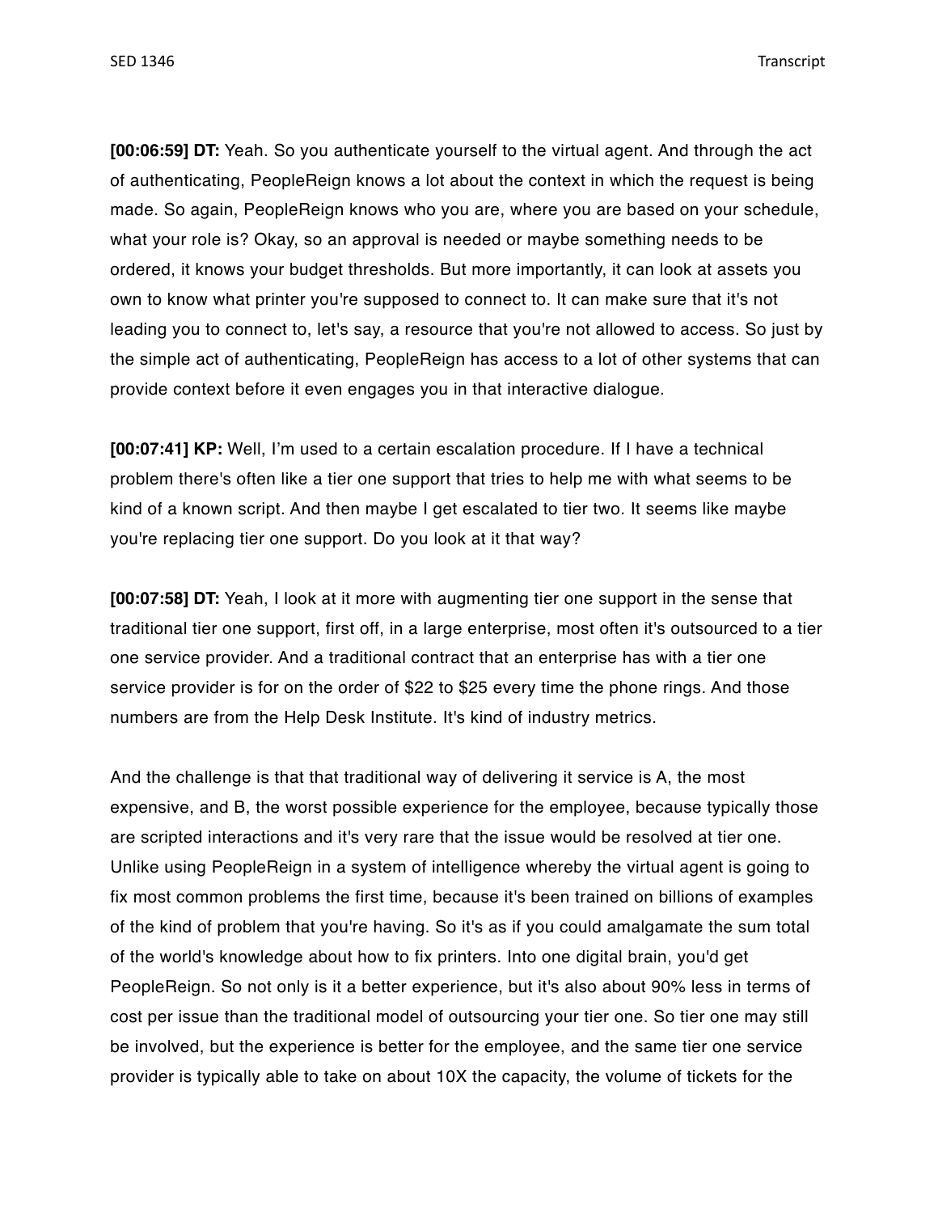**[00:06:59] DT:** Yeah. So you authenticate yourself to the virtual agent. And through the act of authenticating, PeopleReign knows a lot about the context in which the request is being made. So again, PeopleReign knows who you are, where you are based on your schedule, what your role is? Okay, so an approval is needed or maybe something needs to be ordered, it knows your budget thresholds. But more importantly, it can look at assets you own to know what printer you're supposed to connect to. It can make sure that it's not leading you to connect to, let's say, a resource that you're not allowed to access. So just by the simple act of authenticating, PeopleReign has access to a lot of other systems that can provide context before it even engages you in that interactive dialogue.

**[00:07:41] KP:** Well, I'm used to a certain escalation procedure. If I have a technical problem there's often like a tier one support that tries to help me with what seems to be kind of a known script. And then maybe I get escalated to tier two. It seems like maybe you're replacing tier one support. Do you look at it that way?

**[00:07:58] DT:** Yeah, I look at it more with augmenting tier one support in the sense that traditional tier one support, first off, in a large enterprise, most often it's outsourced to a tier one service provider. And a traditional contract that an enterprise has with a tier one service provider is for on the order of $22 to $25 every time the phone rings. And those numbers are from the Help Desk Institute. It's kind of industry metrics.

And the challenge is that that traditional way of delivering it service is A, the most expensive, and B, the worst possible experience for the employee, because typically those are scripted interactions and it's very rare that the issue would be resolved at tier one. Unlike using PeopleReign in a system of intelligence whereby the virtual agent is going to fix most common problems the first time, because it's been trained on billions of examples of the kind of problem that you're having. So it's as if you could amalgamate the sum total of the world's knowledge about how to fix printers. Into one digital brain, you'd get PeopleReign. So not only is it a better experience, but it's also about 90% less in terms of cost per issue than the traditional model of outsourcing your tier one. So tier one may still be involved, but the experience is better for the employee, and the same tier one service provider is typically able to take on about 10X the capacity, the volume of tickets for the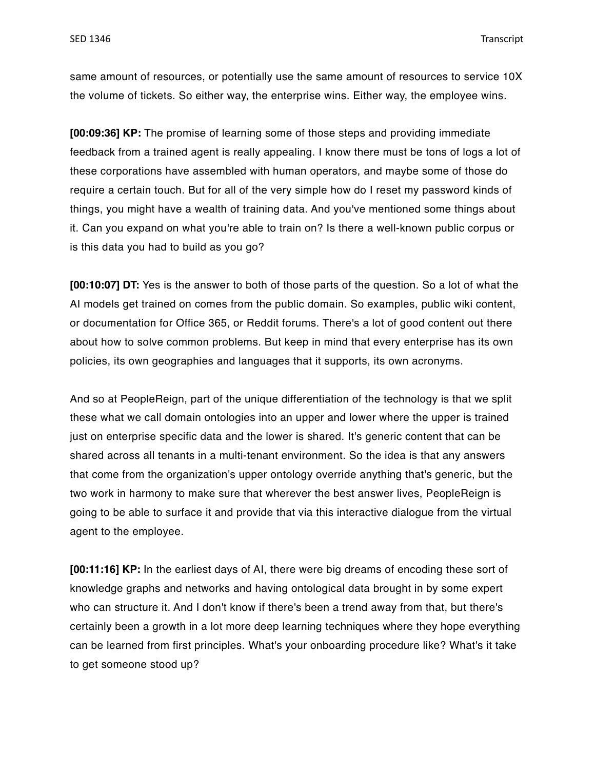same amount of resources, or potentially use the same amount of resources to service 10X the volume of tickets. So either way, the enterprise wins. Either way, the employee wins.

**[00:09:36] KP:** The promise of learning some of those steps and providing immediate feedback from a trained agent is really appealing. I know there must be tons of logs a lot of these corporations have assembled with human operators, and maybe some of those do require a certain touch. But for all of the very simple how do I reset my password kinds of things, you might have a wealth of training data. And you've mentioned some things about it. Can you expand on what you're able to train on? Is there a well-known public corpus or is this data you had to build as you go?

**[00:10:07] DT:** Yes is the answer to both of those parts of the question. So a lot of what the AI models get trained on comes from the public domain. So examples, public wiki content, or documentation for Office 365, or Reddit forums. There's a lot of good content out there about how to solve common problems. But keep in mind that every enterprise has its own policies, its own geographies and languages that it supports, its own acronyms.

And so at PeopleReign, part of the unique differentiation of the technology is that we split these what we call domain ontologies into an upper and lower where the upper is trained just on enterprise specific data and the lower is shared. It's generic content that can be shared across all tenants in a multi-tenant environment. So the idea is that any answers that come from the organization's upper ontology override anything that's generic, but the two work in harmony to make sure that wherever the best answer lives, PeopleReign is going to be able to surface it and provide that via this interactive dialogue from the virtual agent to the employee.

**[00:11:16] KP:** In the earliest days of AI, there were big dreams of encoding these sort of knowledge graphs and networks and having ontological data brought in by some expert who can structure it. And I don't know if there's been a trend away from that, but there's certainly been a growth in a lot more deep learning techniques where they hope everything can be learned from first principles. What's your onboarding procedure like? What's it take to get someone stood up?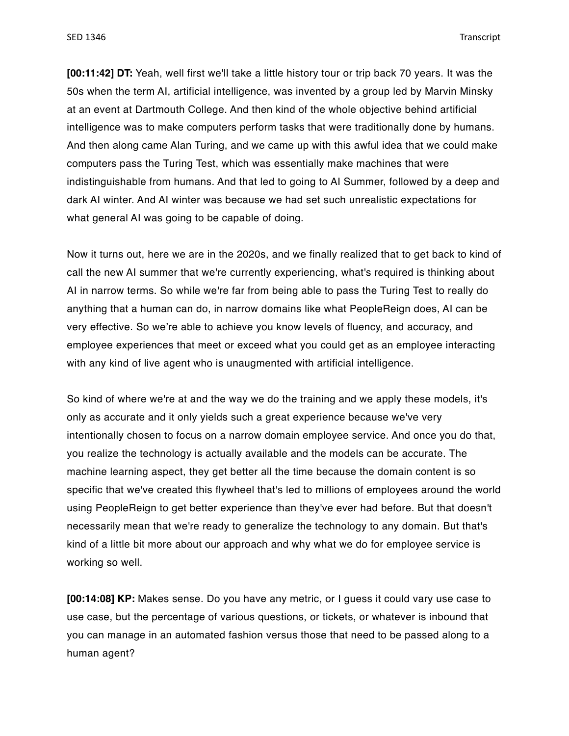**[00:11:42] DT:** Yeah, well first we'll take a little history tour or trip back 70 years. It was the 50s when the term AI, artificial intelligence, was invented by a group led by Marvin Minsky at an event at Dartmouth College. And then kind of the whole objective behind artificial intelligence was to make computers perform tasks that were traditionally done by humans. And then along came Alan Turing, and we came up with this awful idea that we could make computers pass the Turing Test, which was essentially make machines that were indistinguishable from humans. And that led to going to AI Summer, followed by a deep and dark AI winter. And AI winter was because we had set such unrealistic expectations for what general AI was going to be capable of doing.

Now it turns out, here we are in the 2020s, and we finally realized that to get back to kind of call the new AI summer that we're currently experiencing, what's required is thinking about AI in narrow terms. So while we're far from being able to pass the Turing Test to really do anything that a human can do, in narrow domains like what PeopleReign does, AI can be very effective. So we're able to achieve you know levels of fluency, and accuracy, and employee experiences that meet or exceed what you could get as an employee interacting with any kind of live agent who is unaugmented with artificial intelligence.

So kind of where we're at and the way we do the training and we apply these models, it's only as accurate and it only yields such a great experience because we've very intentionally chosen to focus on a narrow domain employee service. And once you do that, you realize the technology is actually available and the models can be accurate. The machine learning aspect, they get better all the time because the domain content is so specific that we've created this flywheel that's led to millions of employees around the world using PeopleReign to get better experience than they've ever had before. But that doesn't necessarily mean that we're ready to generalize the technology to any domain. But that's kind of a little bit more about our approach and why what we do for employee service is working so well.

**[00:14:08] KP:** Makes sense. Do you have any metric, or I guess it could vary use case to use case, but the percentage of various questions, or tickets, or whatever is inbound that you can manage in an automated fashion versus those that need to be passed along to a human agent?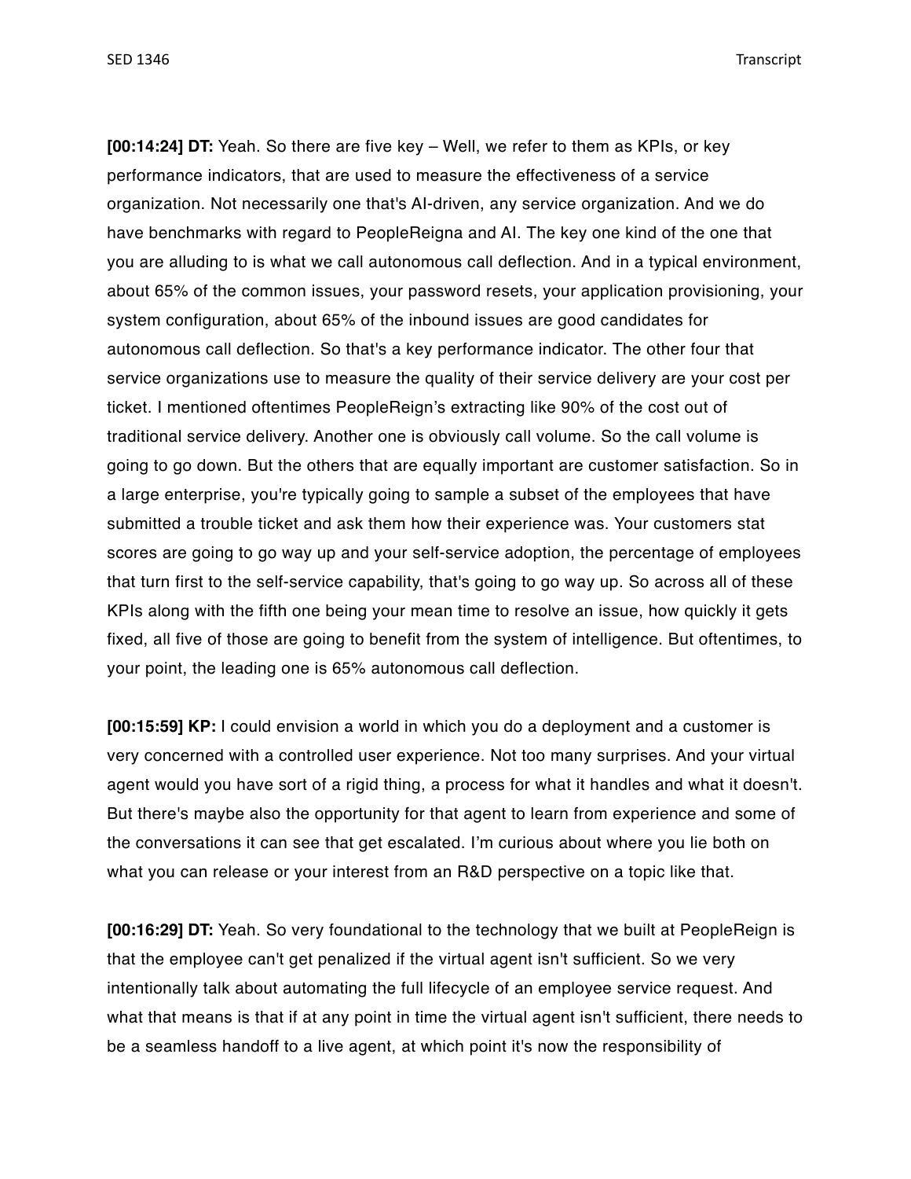**[00:14:24] DT:** Yeah. So there are five key – Well, we refer to them as KPIs, or key performance indicators, that are used to measure the effectiveness of a service organization. Not necessarily one that's AI-driven, any service organization. And we do have benchmarks with regard to PeopleReigna and AI. The key one kind of the one that you are alluding to is what we call autonomous call deflection. And in a typical environment, about 65% of the common issues, your password resets, your application provisioning, your system configuration, about 65% of the inbound issues are good candidates for autonomous call deflection. So that's a key performance indicator. The other four that service organizations use to measure the quality of their service delivery are your cost per ticket. I mentioned oftentimes PeopleReign's extracting like 90% of the cost out of traditional service delivery. Another one is obviously call volume. So the call volume is going to go down. But the others that are equally important are customer satisfaction. So in a large enterprise, you're typically going to sample a subset of the employees that have submitted a trouble ticket and ask them how their experience was. Your customers stat scores are going to go way up and your self-service adoption, the percentage of employees that turn first to the self-service capability, that's going to go way up. So across all of these KPIs along with the fifth one being your mean time to resolve an issue, how quickly it gets fixed, all five of those are going to benefit from the system of intelligence. But oftentimes, to your point, the leading one is 65% autonomous call deflection.

**[00:15:59] KP:** I could envision a world in which you do a deployment and a customer is very concerned with a controlled user experience. Not too many surprises. And your virtual agent would you have sort of a rigid thing, a process for what it handles and what it doesn't. But there's maybe also the opportunity for that agent to learn from experience and some of the conversations it can see that get escalated. I'm curious about where you lie both on what you can release or your interest from an R&D perspective on a topic like that.

**[00:16:29] DT:** Yeah. So very foundational to the technology that we built at PeopleReign is that the employee can't get penalized if the virtual agent isn't sufficient. So we very intentionally talk about automating the full lifecycle of an employee service request. And what that means is that if at any point in time the virtual agent isn't sufficient, there needs to be a seamless handoff to a live agent, at which point it's now the responsibility of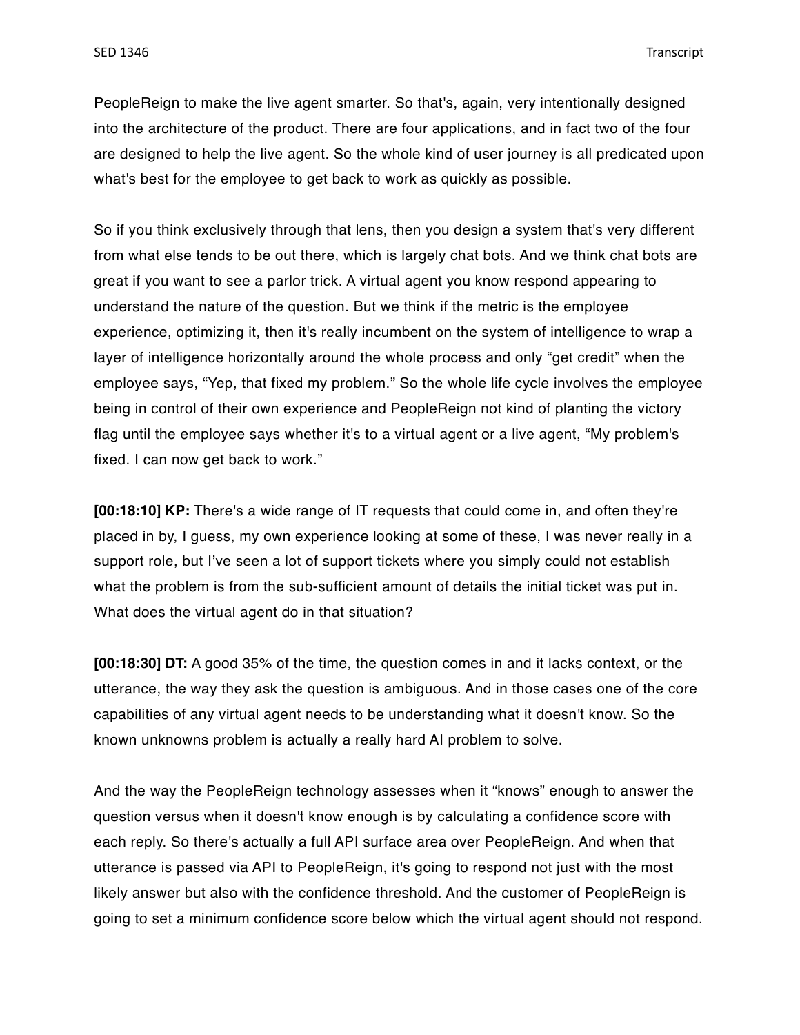PeopleReign to make the live agent smarter. So that's, again, very intentionally designed into the architecture of the product. There are four applications, and in fact two of the four are designed to help the live agent. So the whole kind of user journey is all predicated upon what's best for the employee to get back to work as quickly as possible.

So if you think exclusively through that lens, then you design a system that's very different from what else tends to be out there, which is largely chat bots. And we think chat bots are great if you want to see a parlor trick. A virtual agent you know respond appearing to understand the nature of the question. But we think if the metric is the employee experience, optimizing it, then it's really incumbent on the system of intelligence to wrap a layer of intelligence horizontally around the whole process and only "get credit" when the employee says, "Yep, that fixed my problem." So the whole life cycle involves the employee being in control of their own experience and PeopleReign not kind of planting the victory flag until the employee says whether it's to a virtual agent or a live agent, "My problem's fixed. I can now get back to work."

**[00:18:10] KP:** There's a wide range of IT requests that could come in, and often they're placed in by, I guess, my own experience looking at some of these, I was never really in a support role, but I've seen a lot of support tickets where you simply could not establish what the problem is from the sub-sufficient amount of details the initial ticket was put in. What does the virtual agent do in that situation?

**[00:18:30] DT:** A good 35% of the time, the question comes in and it lacks context, or the utterance, the way they ask the question is ambiguous. And in those cases one of the core capabilities of any virtual agent needs to be understanding what it doesn't know. So the known unknowns problem is actually a really hard AI problem to solve.

And the way the PeopleReign technology assesses when it "knows" enough to answer the question versus when it doesn't know enough is by calculating a confidence score with each reply. So there's actually a full API surface area over PeopleReign. And when that utterance is passed via API to PeopleReign, it's going to respond not just with the most likely answer but also with the confidence threshold. And the customer of PeopleReign is going to set a minimum confidence score below which the virtual agent should not respond.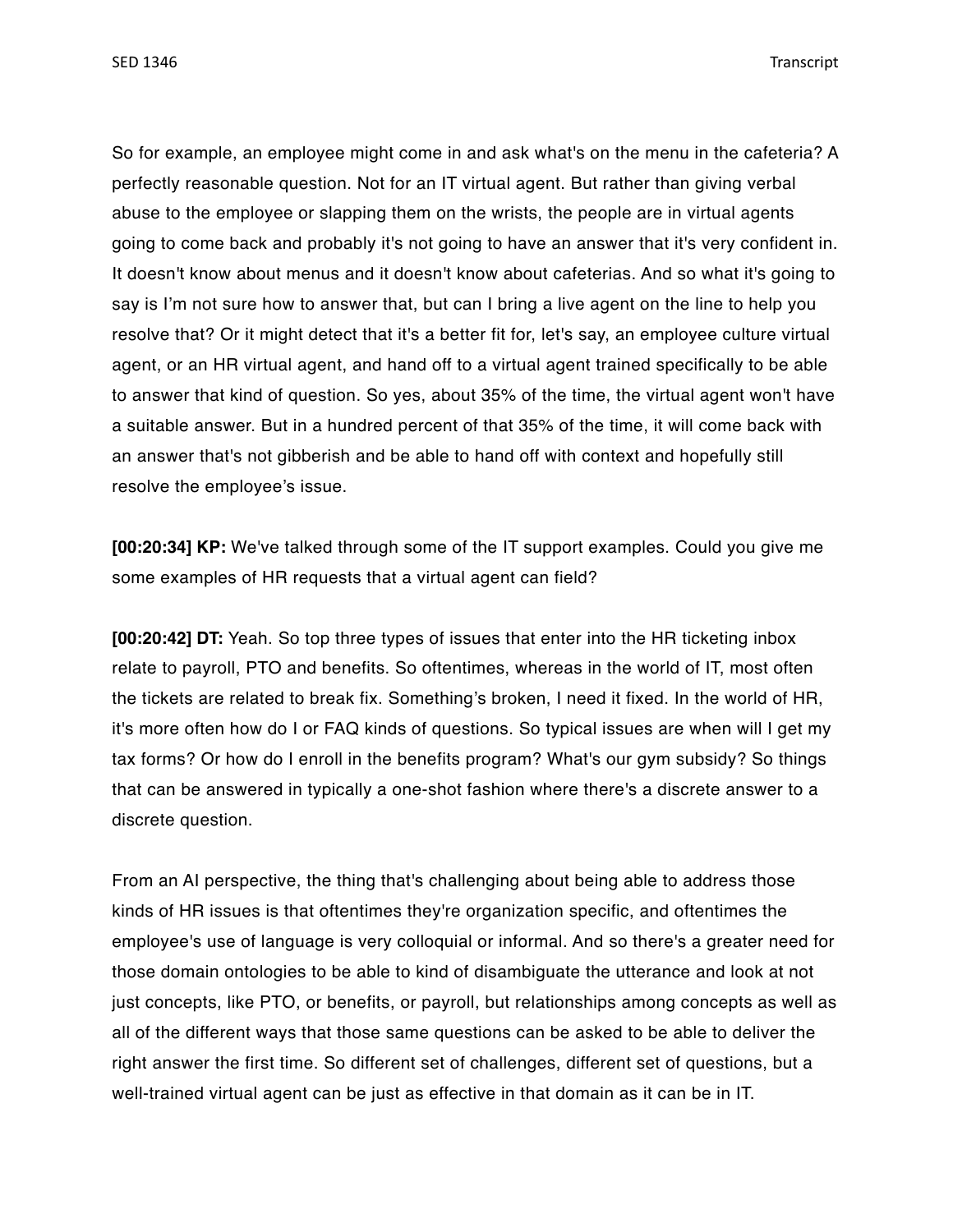So for example, an employee might come in and ask what's on the menu in the cafeteria? A perfectly reasonable question. Not for an IT virtual agent. But rather than giving verbal abuse to the employee or slapping them on the wrists, the people are in virtual agents going to come back and probably it's not going to have an answer that it's very confident in. It doesn't know about menus and it doesn't know about cafeterias. And so what it's going to say is I'm not sure how to answer that, but can I bring a live agent on the line to help you resolve that? Or it might detect that it's a better fit for, let's say, an employee culture virtual agent, or an HR virtual agent, and hand off to a virtual agent trained specifically to be able to answer that kind of question. So yes, about 35% of the time, the virtual agent won't have a suitable answer. But in a hundred percent of that 35% of the time, it will come back with an answer that's not gibberish and be able to hand off with context and hopefully still resolve the employee's issue.

**[00:20:34] KP:** We've talked through some of the IT support examples. Could you give me some examples of HR requests that a virtual agent can field?

**[00:20:42] DT:** Yeah. So top three types of issues that enter into the HR ticketing inbox relate to payroll, PTO and benefits. So oftentimes, whereas in the world of IT, most often the tickets are related to break fix. Something's broken, I need it fixed. In the world of HR, it's more often how do I or FAQ kinds of questions. So typical issues are when will I get my tax forms? Or how do I enroll in the benefits program? What's our gym subsidy? So things that can be answered in typically a one-shot fashion where there's a discrete answer to a discrete question.

From an AI perspective, the thing that's challenging about being able to address those kinds of HR issues is that oftentimes they're organization specific, and oftentimes the employee's use of language is very colloquial or informal. And so there's a greater need for those domain ontologies to be able to kind of disambiguate the utterance and look at not just concepts, like PTO, or benefits, or payroll, but relationships among concepts as well as all of the different ways that those same questions can be asked to be able to deliver the right answer the first time. So different set of challenges, different set of questions, but a well-trained virtual agent can be just as effective in that domain as it can be in IT.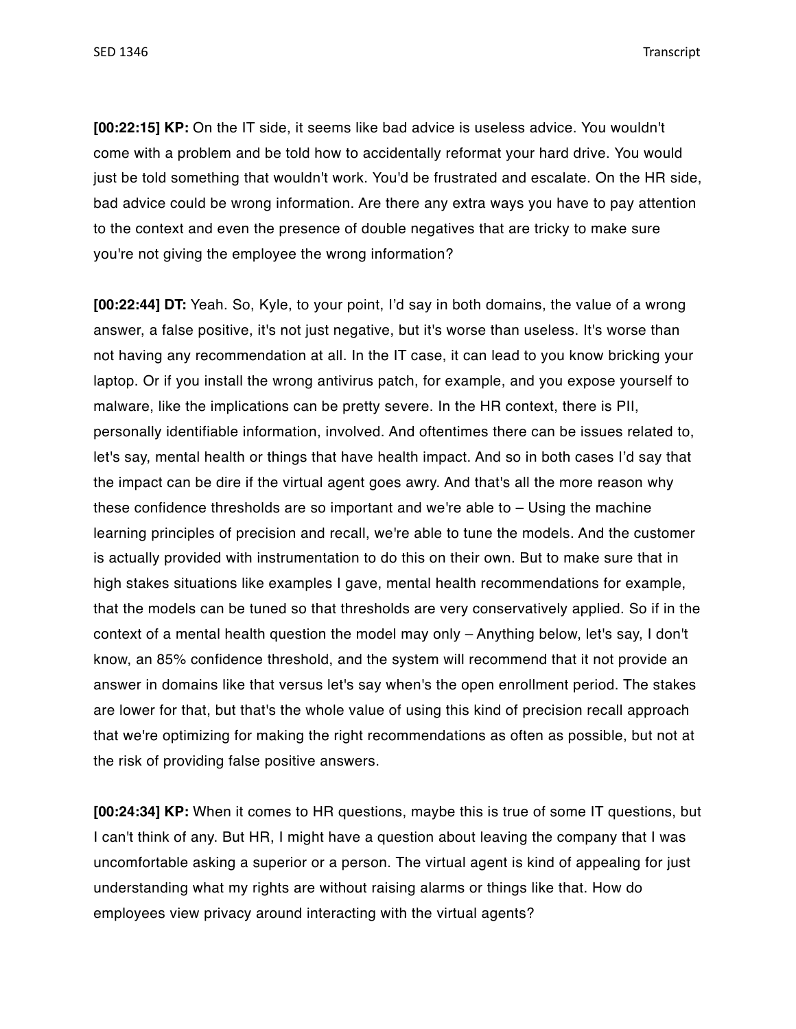**[00:22:15] KP:** On the IT side, it seems like bad advice is useless advice. You wouldn't come with a problem and be told how to accidentally reformat your hard drive. You would just be told something that wouldn't work. You'd be frustrated and escalate. On the HR side, bad advice could be wrong information. Are there any extra ways you have to pay attention to the context and even the presence of double negatives that are tricky to make sure you're not giving the employee the wrong information?

**[00:22:44] DT:** Yeah. So, Kyle, to your point, I'd say in both domains, the value of a wrong answer, a false positive, it's not just negative, but it's worse than useless. It's worse than not having any recommendation at all. In the IT case, it can lead to you know bricking your laptop. Or if you install the wrong antivirus patch, for example, and you expose yourself to malware, like the implications can be pretty severe. In the HR context, there is PII, personally identifiable information, involved. And oftentimes there can be issues related to, let's say, mental health or things that have health impact. And so in both cases I'd say that the impact can be dire if the virtual agent goes awry. And that's all the more reason why these confidence thresholds are so important and we're able to – Using the machine learning principles of precision and recall, we're able to tune the models. And the customer is actually provided with instrumentation to do this on their own. But to make sure that in high stakes situations like examples I gave, mental health recommendations for example, that the models can be tuned so that thresholds are very conservatively applied. So if in the context of a mental health question the model may only – Anything below, let's say, I don't know, an 85% confidence threshold, and the system will recommend that it not provide an answer in domains like that versus let's say when's the open enrollment period. The stakes are lower for that, but that's the whole value of using this kind of precision recall approach that we're optimizing for making the right recommendations as often as possible, but not at the risk of providing false positive answers.

**[00:24:34] KP:** When it comes to HR questions, maybe this is true of some IT questions, but I can't think of any. But HR, I might have a question about leaving the company that I was uncomfortable asking a superior or a person. The virtual agent is kind of appealing for just understanding what my rights are without raising alarms or things like that. How do employees view privacy around interacting with the virtual agents?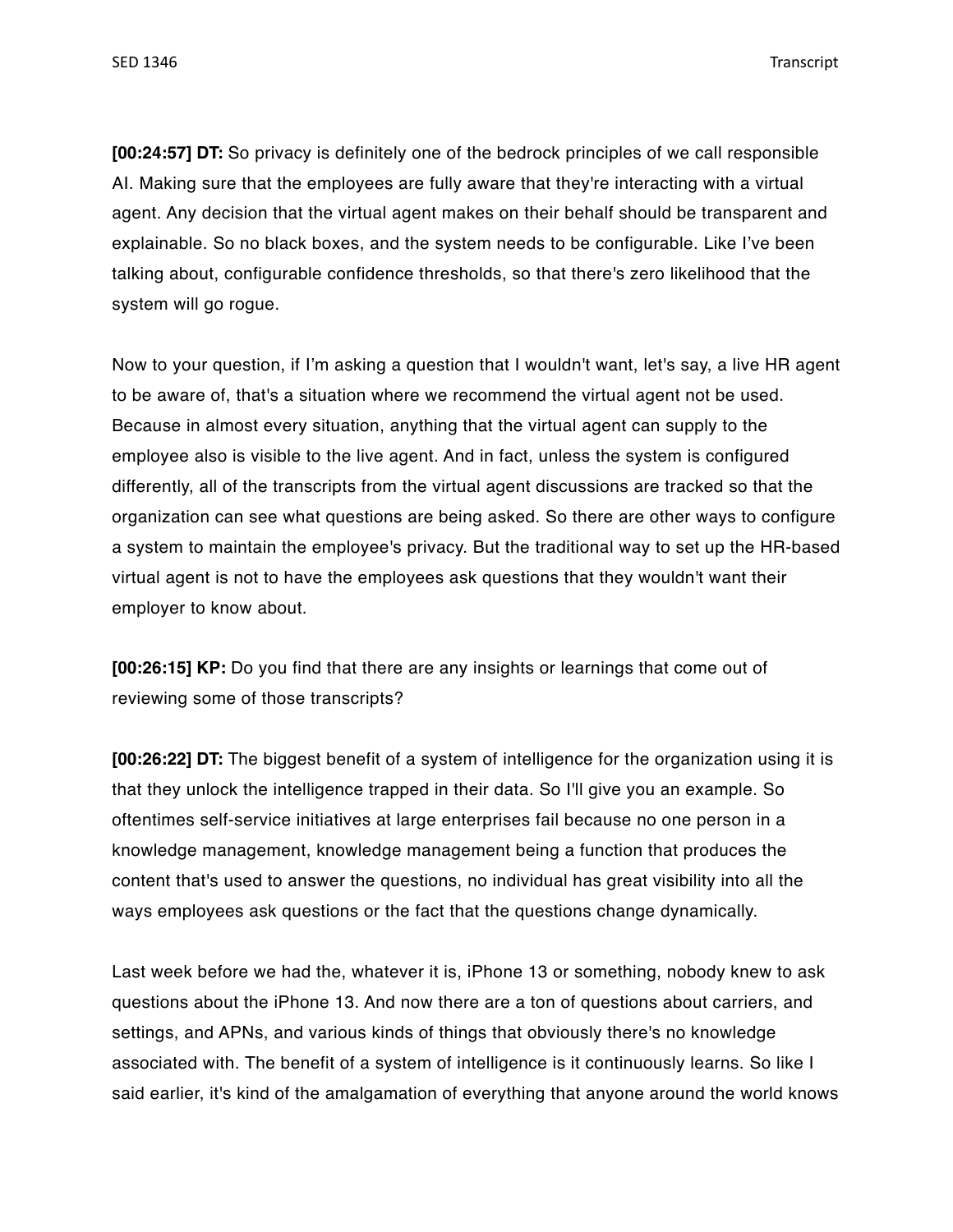**[00:24:57] DT:** So privacy is definitely one of the bedrock principles of we call responsible AI. Making sure that the employees are fully aware that they're interacting with a virtual agent. Any decision that the virtual agent makes on their behalf should be transparent and explainable. So no black boxes, and the system needs to be configurable. Like I've been talking about, configurable confidence thresholds, so that there's zero likelihood that the system will go rogue.

Now to your question, if I'm asking a question that I wouldn't want, let's say, a live HR agent to be aware of, that's a situation where we recommend the virtual agent not be used. Because in almost every situation, anything that the virtual agent can supply to the employee also is visible to the live agent. And in fact, unless the system is configured differently, all of the transcripts from the virtual agent discussions are tracked so that the organization can see what questions are being asked. So there are other ways to configure a system to maintain the employee's privacy. But the traditional way to set up the HR-based virtual agent is not to have the employees ask questions that they wouldn't want their employer to know about.

**[00:26:15] KP:** Do you find that there are any insights or learnings that come out of reviewing some of those transcripts?

**[00:26:22] DT:** The biggest benefit of a system of intelligence for the organization using it is that they unlock the intelligence trapped in their data. So I'll give you an example. So oftentimes self-service initiatives at large enterprises fail because no one person in a knowledge management, knowledge management being a function that produces the content that's used to answer the questions, no individual has great visibility into all the ways employees ask questions or the fact that the questions change dynamically.

Last week before we had the, whatever it is, iPhone 13 or something, nobody knew to ask questions about the iPhone 13. And now there are a ton of questions about carriers, and settings, and APNs, and various kinds of things that obviously there's no knowledge associated with. The benefit of a system of intelligence is it continuously learns. So like I said earlier, it's kind of the amalgamation of everything that anyone around the world knows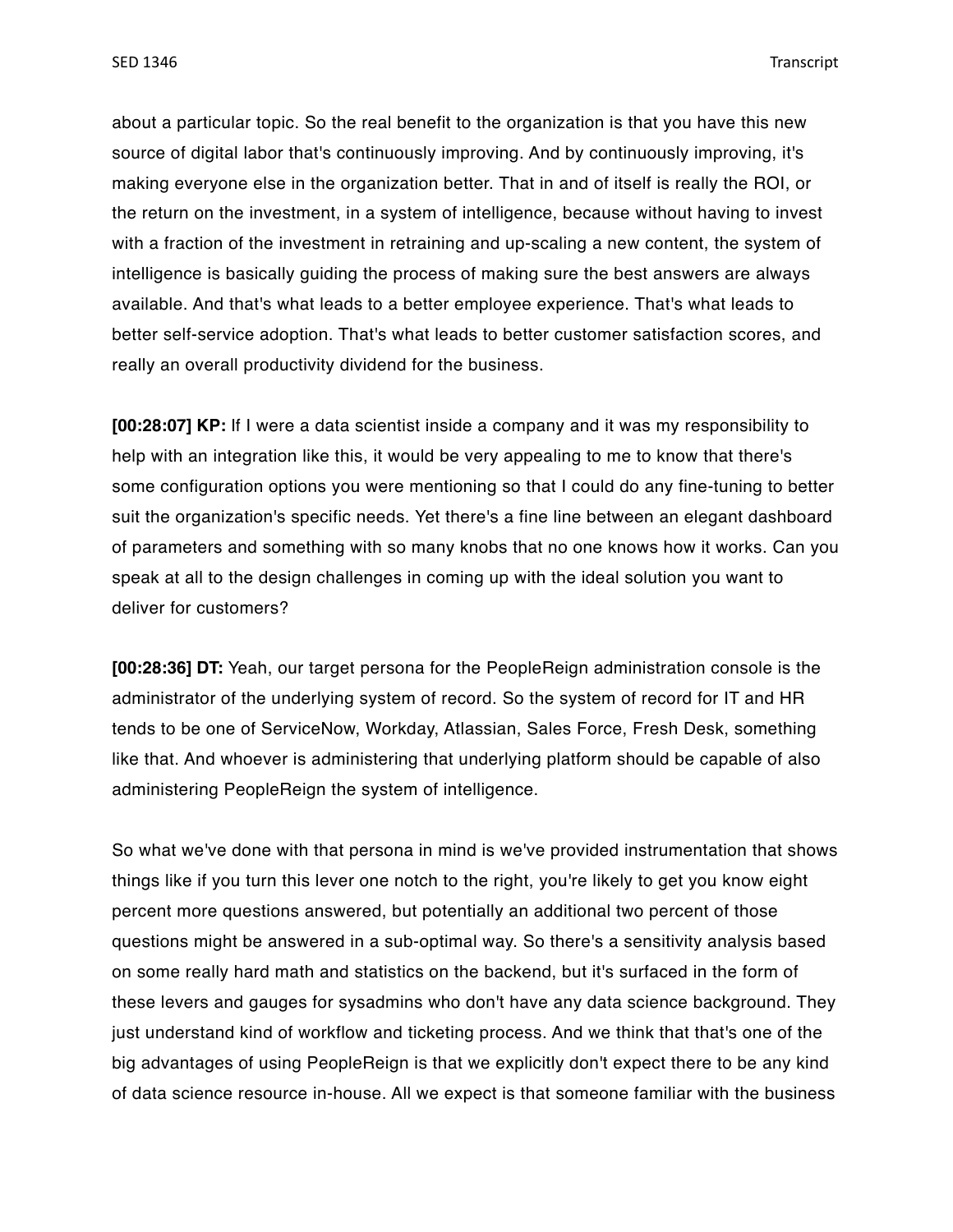about a particular topic. So the real benefit to the organization is that you have this new source of digital labor that's continuously improving. And by continuously improving, it's making everyone else in the organization better. That in and of itself is really the ROI, or the return on the investment, in a system of intelligence, because without having to invest with a fraction of the investment in retraining and up-scaling a new content, the system of intelligence is basically guiding the process of making sure the best answers are always available. And that's what leads to a better employee experience. That's what leads to better self-service adoption. That's what leads to better customer satisfaction scores, and really an overall productivity dividend for the business.

**[00:28:07] KP:** If I were a data scientist inside a company and it was my responsibility to help with an integration like this, it would be very appealing to me to know that there's some configuration options you were mentioning so that I could do any fine-tuning to better suit the organization's specific needs. Yet there's a fine line between an elegant dashboard of parameters and something with so many knobs that no one knows how it works. Can you speak at all to the design challenges in coming up with the ideal solution you want to deliver for customers?

**[00:28:36] DT:** Yeah, our target persona for the PeopleReign administration console is the administrator of the underlying system of record. So the system of record for IT and HR tends to be one of ServiceNow, Workday, Atlassian, Sales Force, Fresh Desk, something like that. And whoever is administering that underlying platform should be capable of also administering PeopleReign the system of intelligence.

So what we've done with that persona in mind is we've provided instrumentation that shows things like if you turn this lever one notch to the right, you're likely to get you know eight percent more questions answered, but potentially an additional two percent of those questions might be answered in a sub-optimal way. So there's a sensitivity analysis based on some really hard math and statistics on the backend, but it's surfaced in the form of these levers and gauges for sysadmins who don't have any data science background. They just understand kind of workflow and ticketing process. And we think that that's one of the big advantages of using PeopleReign is that we explicitly don't expect there to be any kind of data science resource in-house. All we expect is that someone familiar with the business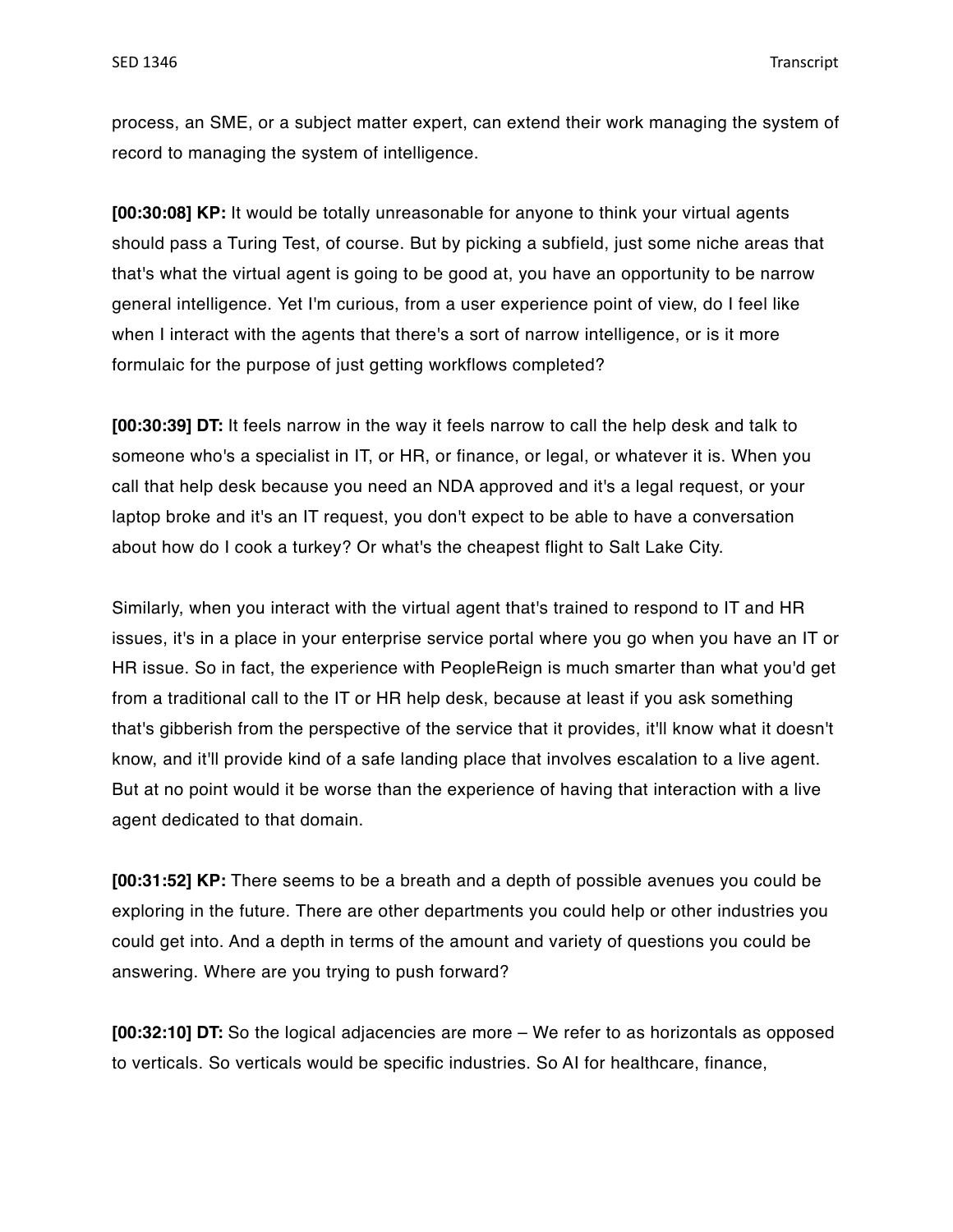process, an SME, or a subject matter expert, can extend their work managing the system of record to managing the system of intelligence.

**[00:30:08] KP:** It would be totally unreasonable for anyone to think your virtual agents should pass a Turing Test, of course. But by picking a subfield, just some niche areas that that's what the virtual agent is going to be good at, you have an opportunity to be narrow general intelligence. Yet I'm curious, from a user experience point of view, do I feel like when I interact with the agents that there's a sort of narrow intelligence, or is it more formulaic for the purpose of just getting workflows completed?

**[00:30:39] DT:** It feels narrow in the way it feels narrow to call the help desk and talk to someone who's a specialist in IT, or HR, or finance, or legal, or whatever it is. When you call that help desk because you need an NDA approved and it's a legal request, or your laptop broke and it's an IT request, you don't expect to be able to have a conversation about how do I cook a turkey? Or what's the cheapest flight to Salt Lake City.

Similarly, when you interact with the virtual agent that's trained to respond to IT and HR issues, it's in a place in your enterprise service portal where you go when you have an IT or HR issue. So in fact, the experience with PeopleReign is much smarter than what you'd get from a traditional call to the IT or HR help desk, because at least if you ask something that's gibberish from the perspective of the service that it provides, it'll know what it doesn't know, and it'll provide kind of a safe landing place that involves escalation to a live agent. But at no point would it be worse than the experience of having that interaction with a live agent dedicated to that domain.

**[00:31:52] KP:** There seems to be a breath and a depth of possible avenues you could be exploring in the future. There are other departments you could help or other industries you could get into. And a depth in terms of the amount and variety of questions you could be answering. Where are you trying to push forward?

**[00:32:10] DT:** So the logical adjacencies are more – We refer to as horizontals as opposed to verticals. So verticals would be specific industries. So AI for healthcare, finance,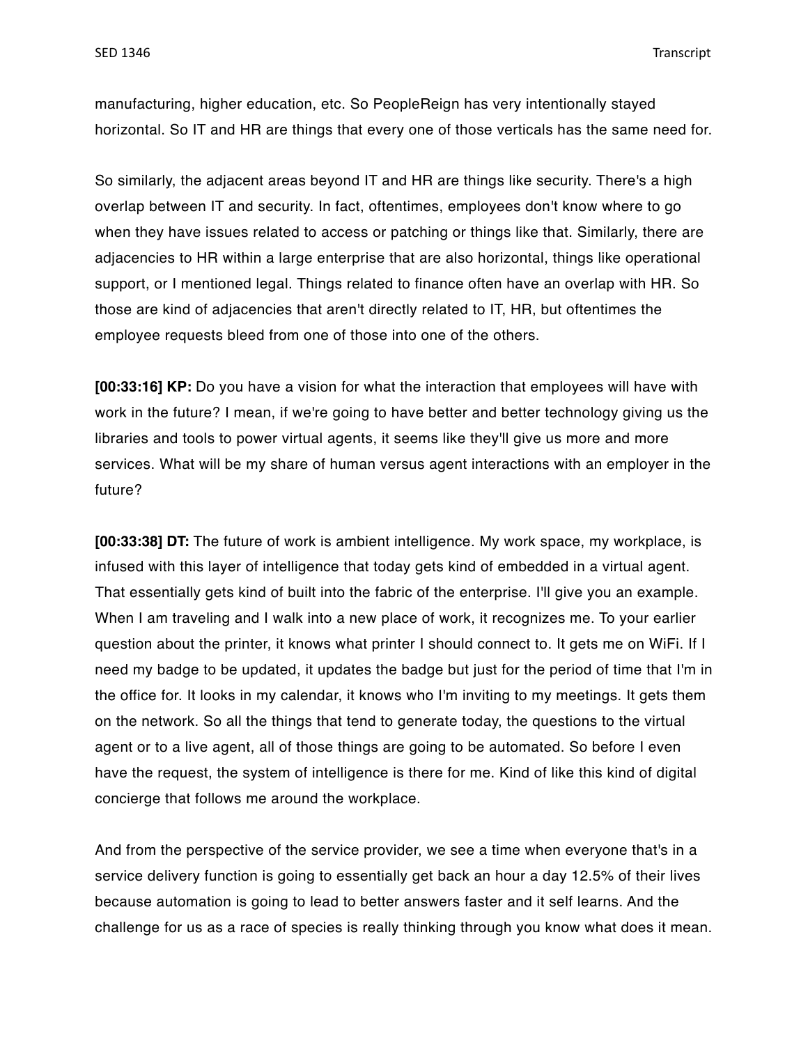manufacturing, higher education, etc. So PeopleReign has very intentionally stayed horizontal. So IT and HR are things that every one of those verticals has the same need for.

So similarly, the adjacent areas beyond IT and HR are things like security. There's a high overlap between IT and security. In fact, oftentimes, employees don't know where to go when they have issues related to access or patching or things like that. Similarly, there are adjacencies to HR within a large enterprise that are also horizontal, things like operational support, or I mentioned legal. Things related to finance often have an overlap with HR. So those are kind of adjacencies that aren't directly related to IT, HR, but oftentimes the employee requests bleed from one of those into one of the others.

**[00:33:16] KP:** Do you have a vision for what the interaction that employees will have with work in the future? I mean, if we're going to have better and better technology giving us the libraries and tools to power virtual agents, it seems like they'll give us more and more services. What will be my share of human versus agent interactions with an employer in the future?

**[00:33:38] DT:** The future of work is ambient intelligence. My work space, my workplace, is infused with this layer of intelligence that today gets kind of embedded in a virtual agent. That essentially gets kind of built into the fabric of the enterprise. I'll give you an example. When I am traveling and I walk into a new place of work, it recognizes me. To your earlier question about the printer, it knows what printer I should connect to. It gets me on WiFi. If I need my badge to be updated, it updates the badge but just for the period of time that I'm in the office for. It looks in my calendar, it knows who I'm inviting to my meetings. It gets them on the network. So all the things that tend to generate today, the questions to the virtual agent or to a live agent, all of those things are going to be automated. So before I even have the request, the system of intelligence is there for me. Kind of like this kind of digital concierge that follows me around the workplace.

And from the perspective of the service provider, we see a time when everyone that's in a service delivery function is going to essentially get back an hour a day 12.5% of their lives because automation is going to lead to better answers faster and it self learns. And the challenge for us as a race of species is really thinking through you know what does it mean.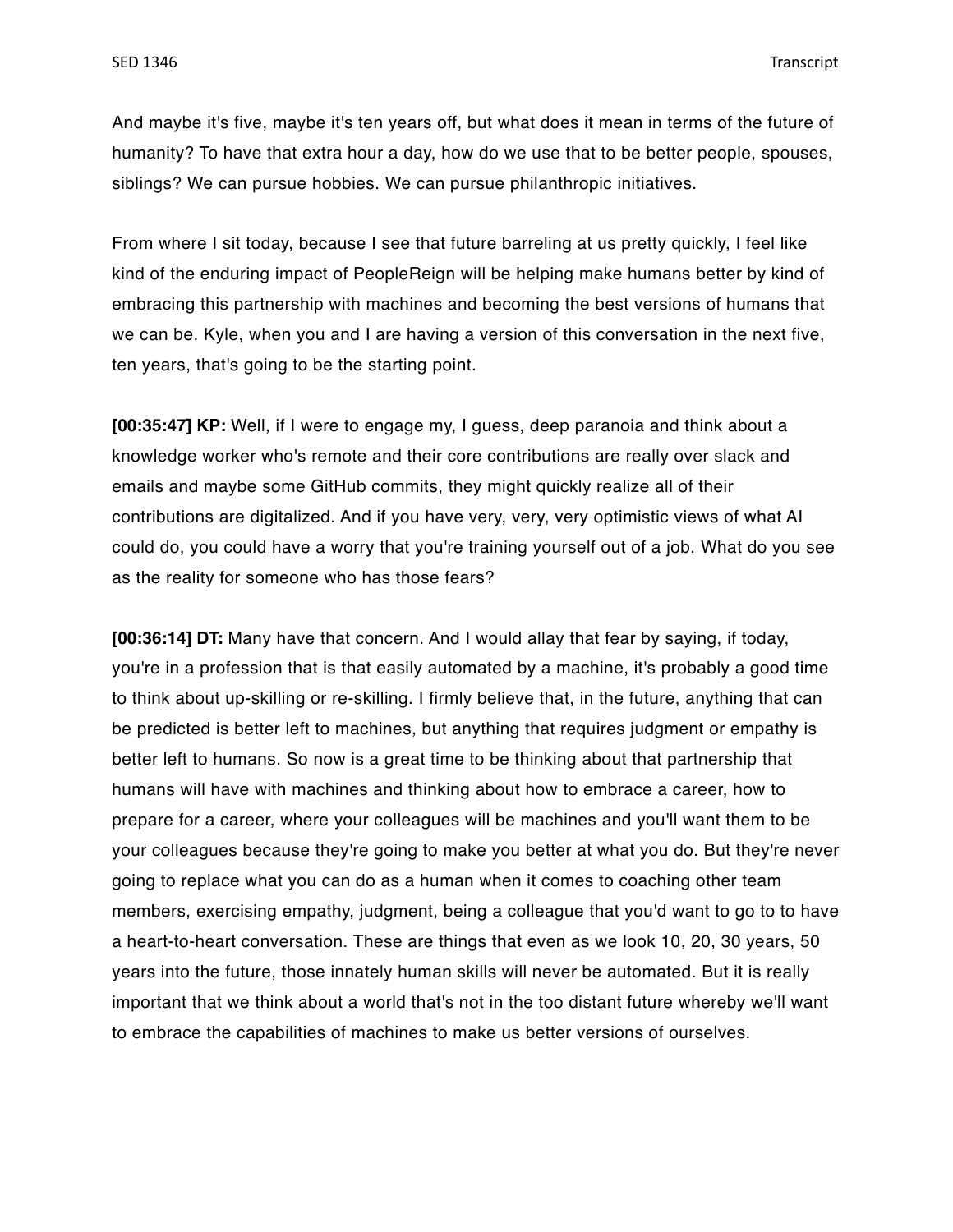And maybe it's five, maybe it's ten years off, but what does it mean in terms of the future of humanity? To have that extra hour a day, how do we use that to be better people, spouses, siblings? We can pursue hobbies. We can pursue philanthropic initiatives.

From where I sit today, because I see that future barreling at us pretty quickly, I feel like kind of the enduring impact of PeopleReign will be helping make humans better by kind of embracing this partnership with machines and becoming the best versions of humans that we can be. Kyle, when you and I are having a version of this conversation in the next five, ten years, that's going to be the starting point.

**[00:35:47] KP:** Well, if I were to engage my, I guess, deep paranoia and think about a knowledge worker who's remote and their core contributions are really over slack and emails and maybe some GitHub commits, they might quickly realize all of their contributions are digitalized. And if you have very, very, very optimistic views of what AI could do, you could have a worry that you're training yourself out of a job. What do you see as the reality for someone who has those fears?

**[00:36:14] DT:** Many have that concern. And I would allay that fear by saying, if today, you're in a profession that is that easily automated by a machine, it's probably a good time to think about up-skilling or re-skilling. I firmly believe that, in the future, anything that can be predicted is better left to machines, but anything that requires judgment or empathy is better left to humans. So now is a great time to be thinking about that partnership that humans will have with machines and thinking about how to embrace a career, how to prepare for a career, where your colleagues will be machines and you'll want them to be your colleagues because they're going to make you better at what you do. But they're never going to replace what you can do as a human when it comes to coaching other team members, exercising empathy, judgment, being a colleague that you'd want to go to to have a heart-to-heart conversation. These are things that even as we look 10, 20, 30 years, 50 years into the future, those innately human skills will never be automated. But it is really important that we think about a world that's not in the too distant future whereby we'll want to embrace the capabilities of machines to make us better versions of ourselves.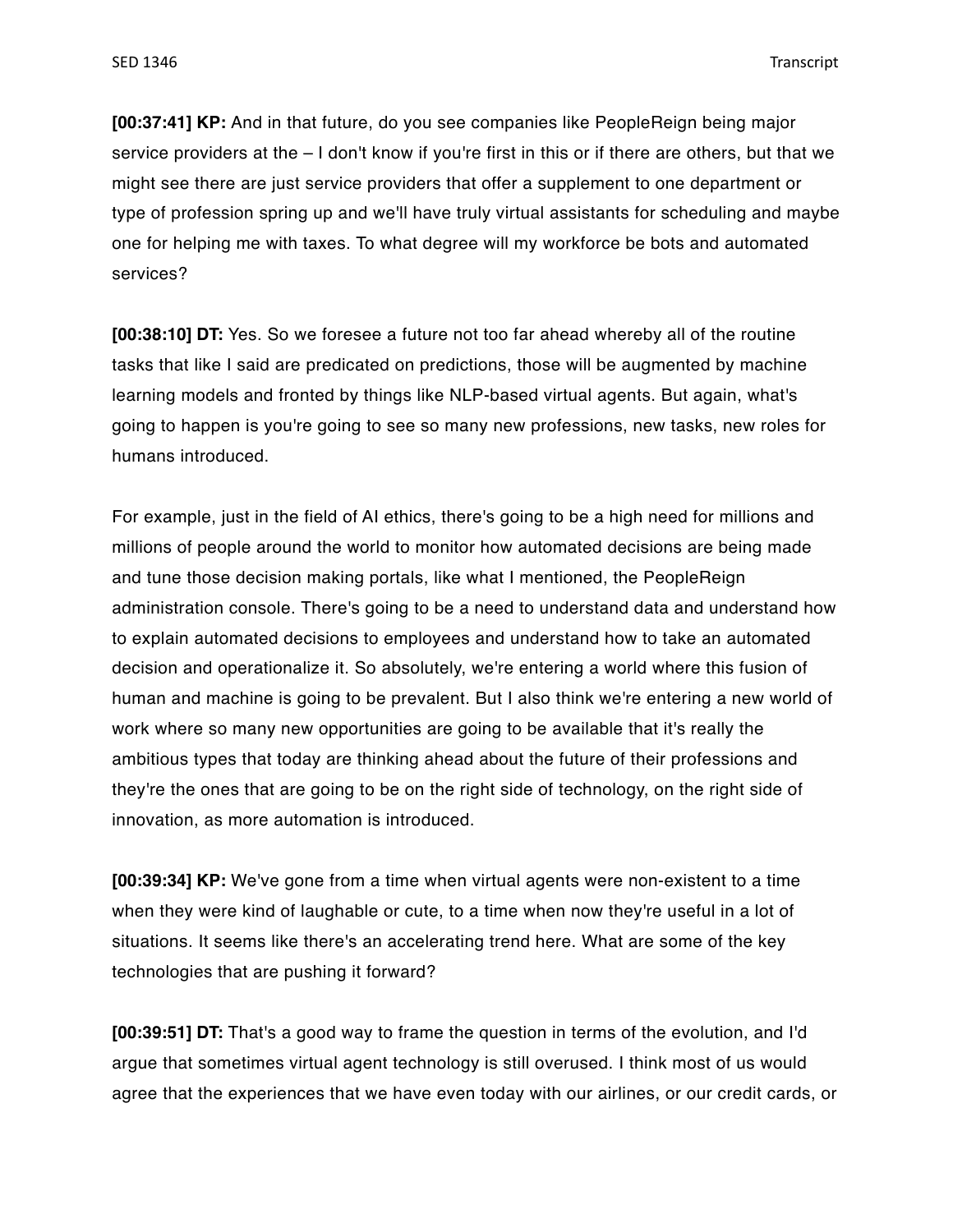**[00:37:41] KP:** And in that future, do you see companies like PeopleReign being major service providers at the – I don't know if you're first in this or if there are others, but that we might see there are just service providers that offer a supplement to one department or type of profession spring up and we'll have truly virtual assistants for scheduling and maybe one for helping me with taxes. To what degree will my workforce be bots and automated services?

**[00:38:10] DT:** Yes. So we foresee a future not too far ahead whereby all of the routine tasks that like I said are predicated on predictions, those will be augmented by machine learning models and fronted by things like NLP-based virtual agents. But again, what's going to happen is you're going to see so many new professions, new tasks, new roles for humans introduced.

For example, just in the field of AI ethics, there's going to be a high need for millions and millions of people around the world to monitor how automated decisions are being made and tune those decision making portals, like what I mentioned, the PeopleReign administration console. There's going to be a need to understand data and understand how to explain automated decisions to employees and understand how to take an automated decision and operationalize it. So absolutely, we're entering a world where this fusion of human and machine is going to be prevalent. But I also think we're entering a new world of work where so many new opportunities are going to be available that it's really the ambitious types that today are thinking ahead about the future of their professions and they're the ones that are going to be on the right side of technology, on the right side of innovation, as more automation is introduced.

**[00:39:34] KP:** We've gone from a time when virtual agents were non-existent to a time when they were kind of laughable or cute, to a time when now they're useful in a lot of situations. It seems like there's an accelerating trend here. What are some of the key technologies that are pushing it forward?

**[00:39:51] DT:** That's a good way to frame the question in terms of the evolution, and I'd argue that sometimes virtual agent technology is still overused. I think most of us would agree that the experiences that we have even today with our airlines, or our credit cards, or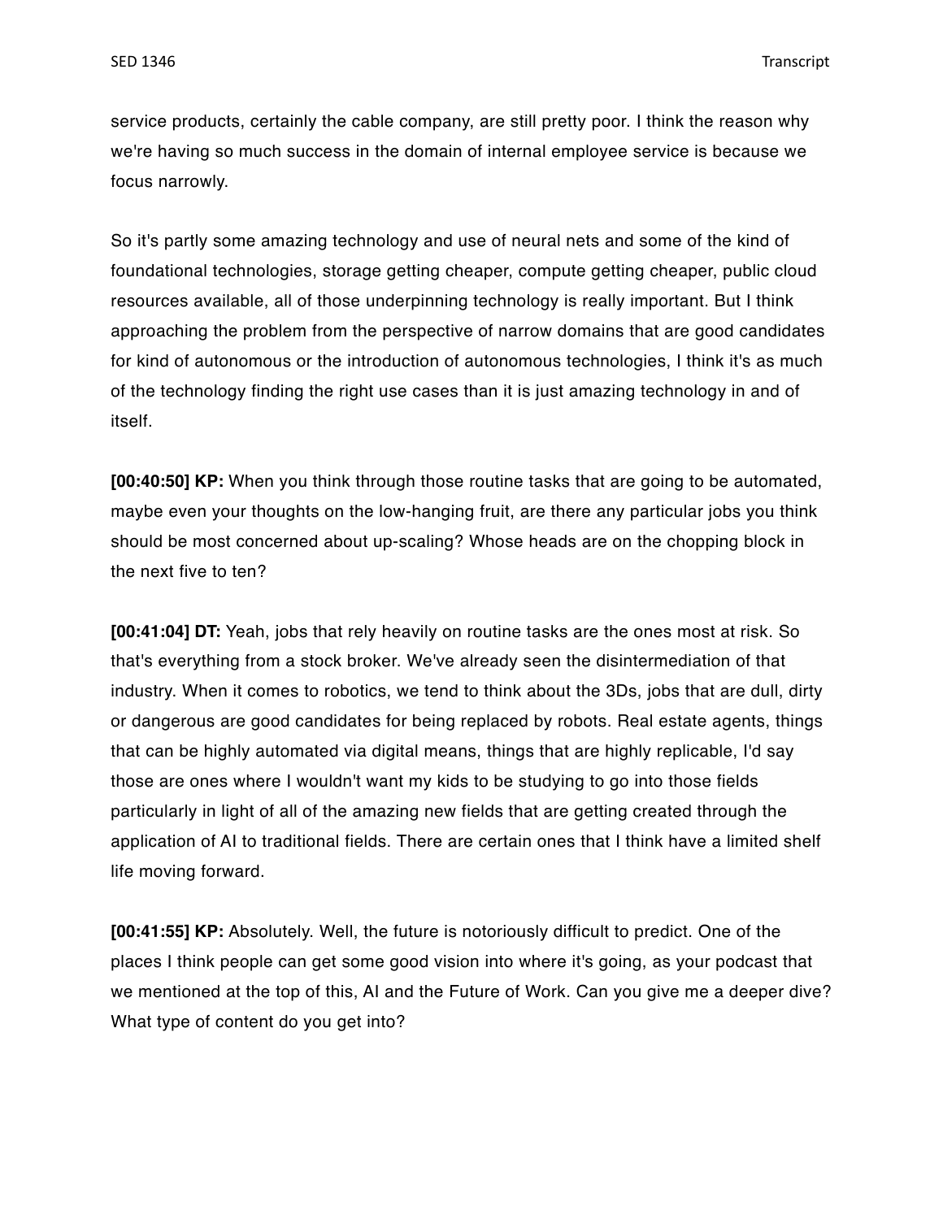service products, certainly the cable company, are still pretty poor. I think the reason why we're having so much success in the domain of internal employee service is because we focus narrowly.

So it's partly some amazing technology and use of neural nets and some of the kind of foundational technologies, storage getting cheaper, compute getting cheaper, public cloud resources available, all of those underpinning technology is really important. But I think approaching the problem from the perspective of narrow domains that are good candidates for kind of autonomous or the introduction of autonomous technologies, I think it's as much of the technology finding the right use cases than it is just amazing technology in and of itself.

**[00:40:50] KP:** When you think through those routine tasks that are going to be automated, maybe even your thoughts on the low-hanging fruit, are there any particular jobs you think should be most concerned about up-scaling? Whose heads are on the chopping block in the next five to ten?

**[00:41:04] DT:** Yeah, jobs that rely heavily on routine tasks are the ones most at risk. So that's everything from a stock broker. We've already seen the disintermediation of that industry. When it comes to robotics, we tend to think about the 3Ds, jobs that are dull, dirty or dangerous are good candidates for being replaced by robots. Real estate agents, things that can be highly automated via digital means, things that are highly replicable, I'd say those are ones where I wouldn't want my kids to be studying to go into those fields particularly in light of all of the amazing new fields that are getting created through the application of AI to traditional fields. There are certain ones that I think have a limited shelf life moving forward.

**[00:41:55] KP:** Absolutely. Well, the future is notoriously difficult to predict. One of the places I think people can get some good vision into where it's going, as your podcast that we mentioned at the top of this, AI and the Future of Work. Can you give me a deeper dive? What type of content do you get into?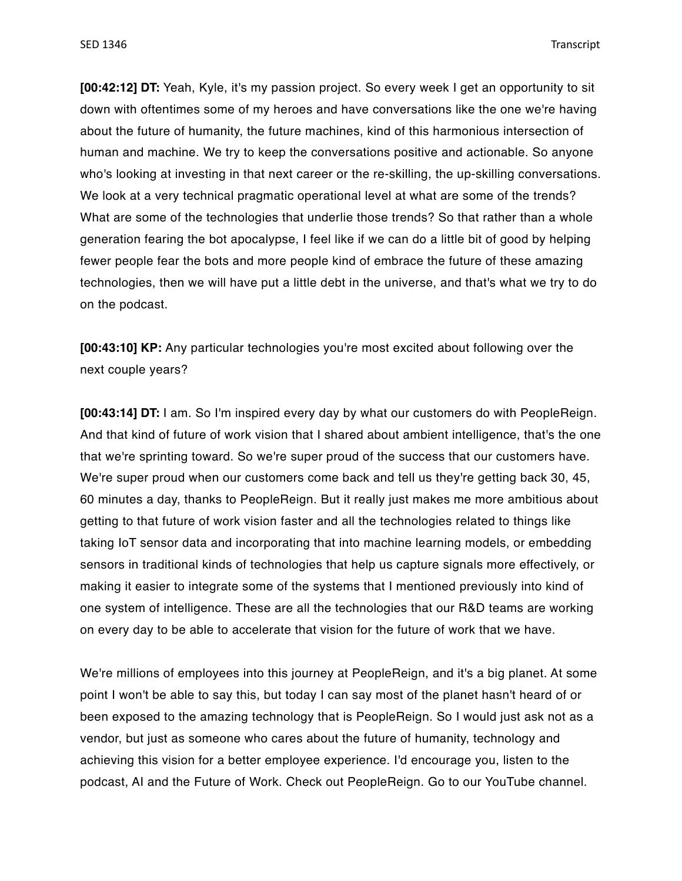**[00:42:12] DT:** Yeah, Kyle, it's my passion project. So every week I get an opportunity to sit down with oftentimes some of my heroes and have conversations like the one we're having about the future of humanity, the future machines, kind of this harmonious intersection of human and machine. We try to keep the conversations positive and actionable. So anyone who's looking at investing in that next career or the re-skilling, the up-skilling conversations. We look at a very technical pragmatic operational level at what are some of the trends? What are some of the technologies that underlie those trends? So that rather than a whole generation fearing the bot apocalypse, I feel like if we can do a little bit of good by helping fewer people fear the bots and more people kind of embrace the future of these amazing technologies, then we will have put a little debt in the universe, and that's what we try to do on the podcast.

**[00:43:10] KP:** Any particular technologies you're most excited about following over the next couple years?

**[00:43:14] DT:** I am. So I'm inspired every day by what our customers do with PeopleReign. And that kind of future of work vision that I shared about ambient intelligence, that's the one that we're sprinting toward. So we're super proud of the success that our customers have. We're super proud when our customers come back and tell us they're getting back 30, 45, 60 minutes a day, thanks to PeopleReign. But it really just makes me more ambitious about getting to that future of work vision faster and all the technologies related to things like taking IoT sensor data and incorporating that into machine learning models, or embedding sensors in traditional kinds of technologies that help us capture signals more effectively, or making it easier to integrate some of the systems that I mentioned previously into kind of one system of intelligence. These are all the technologies that our R&D teams are working on every day to be able to accelerate that vision for the future of work that we have.

We're millions of employees into this journey at PeopleReign, and it's a big planet. At some point I won't be able to say this, but today I can say most of the planet hasn't heard of or been exposed to the amazing technology that is PeopleReign. So I would just ask not as a vendor, but just as someone who cares about the future of humanity, technology and achieving this vision for a better employee experience. I'd encourage you, listen to the podcast, AI and the Future of Work. Check out PeopleReign. Go to our YouTube channel.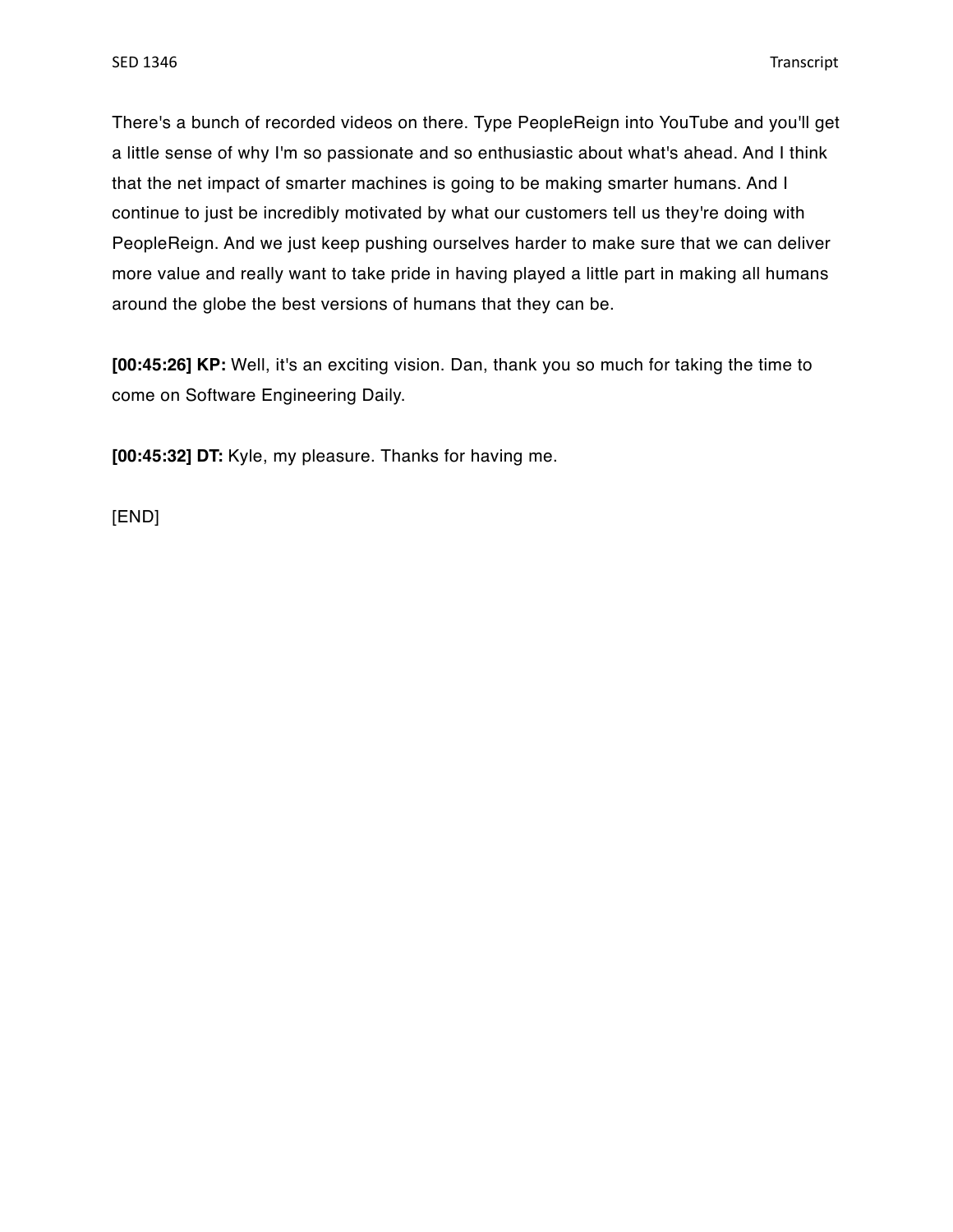There's a bunch of recorded videos on there. Type PeopleReign into YouTube and you'll get a little sense of why I'm so passionate and so enthusiastic about what's ahead. And I think that the net impact of smarter machines is going to be making smarter humans. And I continue to just be incredibly motivated by what our customers tell us they're doing with PeopleReign. And we just keep pushing ourselves harder to make sure that we can deliver more value and really want to take pride in having played a little part in making all humans around the globe the best versions of humans that they can be.

**[00:45:26] KP:** Well, it's an exciting vision. Dan, thank you so much for taking the time to come on Software Engineering Daily.

**[00:45:32] DT:** Kyle, my pleasure. Thanks for having me.

[END]